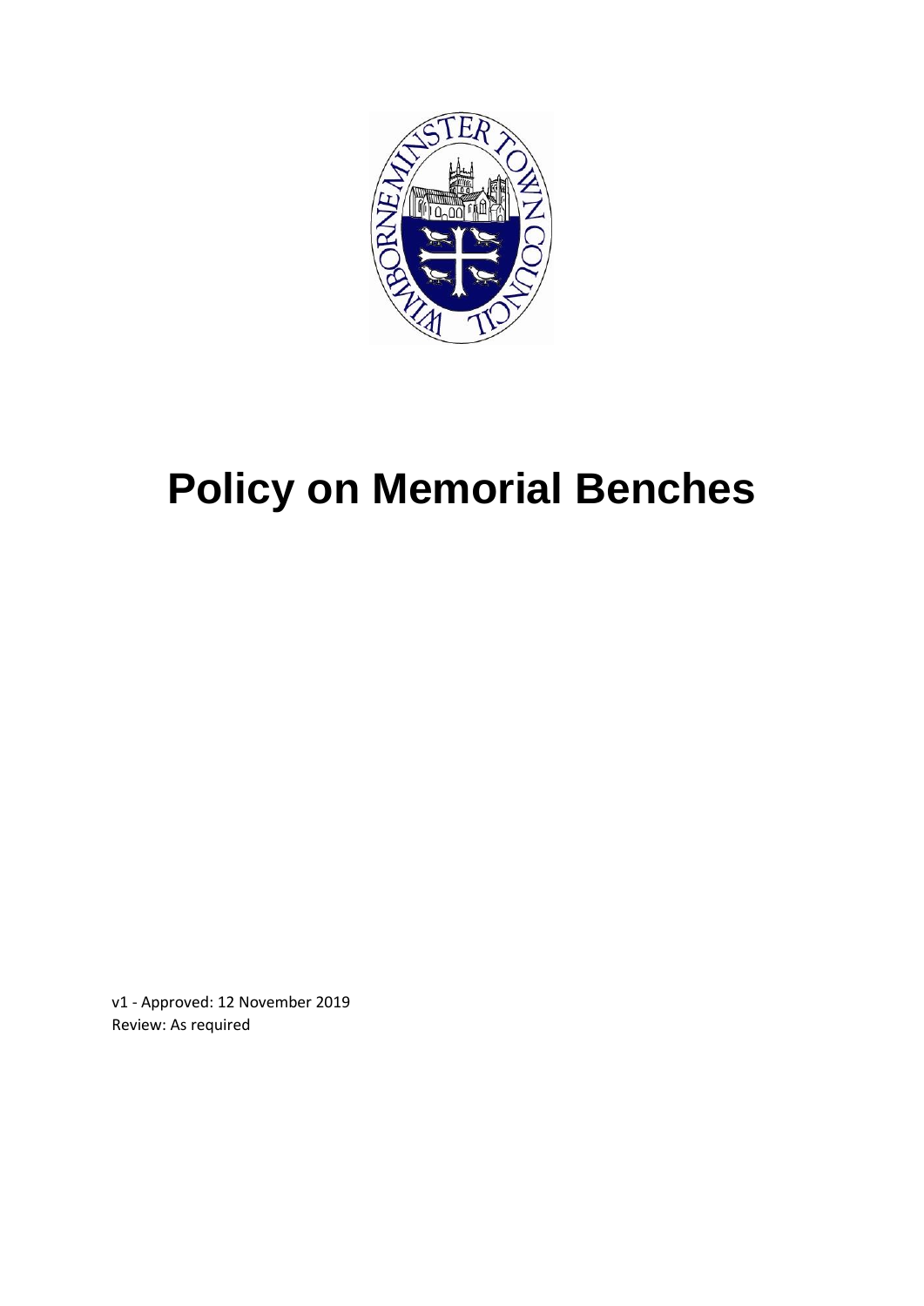# Policy on Memorial Benches

v1 - Approved: 12 November 2019
Review: As required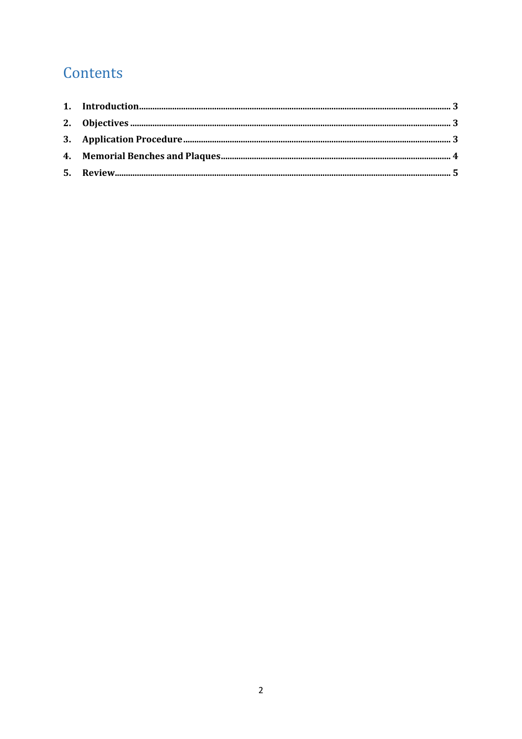# Contents

1. **Introduction** ........................................................................ 3
2. **Objectives** ........................................................................ 3
3. **Application Procedure** ........................................................................ 3
4. **Memorial Benches and Plaques** ........................................................................ 4
5. **Review** ........................................................................ 5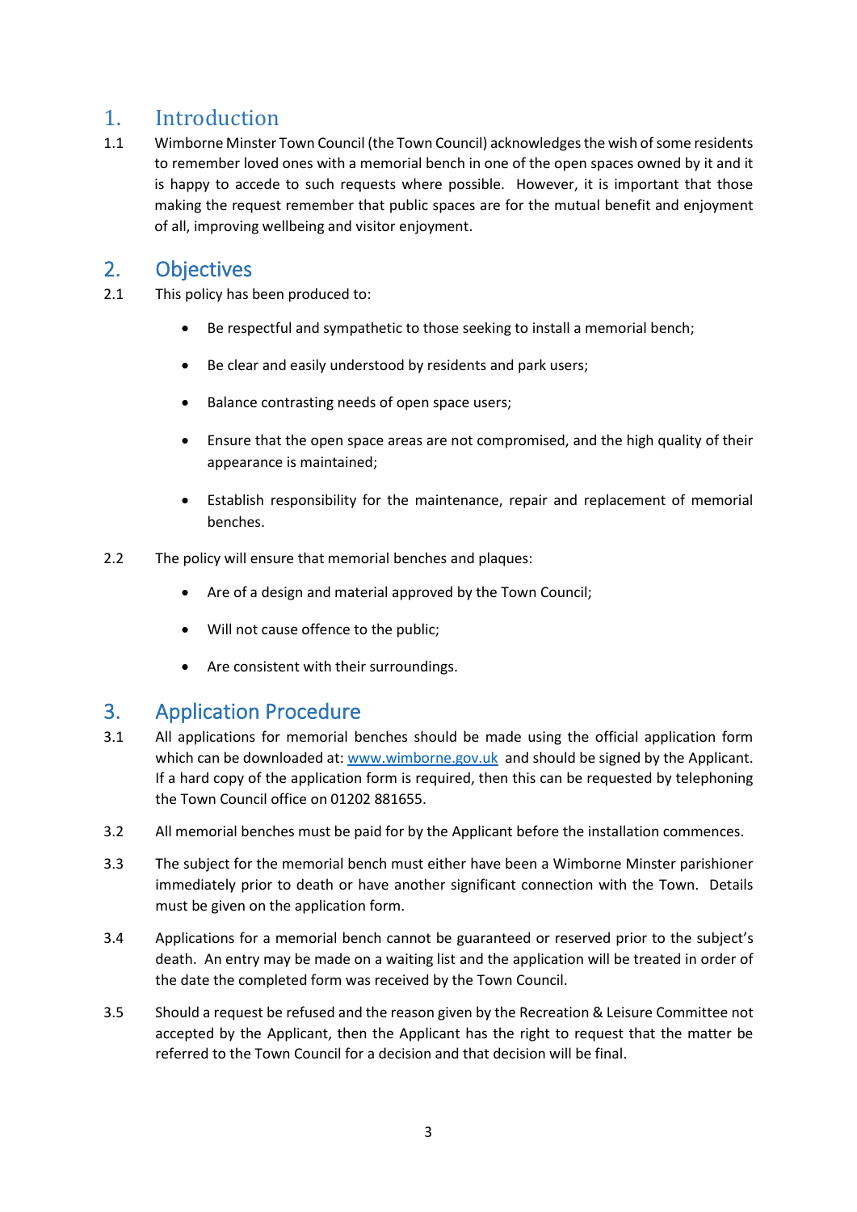## 1. Introduction

1.1 Wimborne Minster Town Council (the Town Council) acknowledges the wish of some residents to remember loved ones with a memorial bench in one of the open spaces owned by it and it is happy to accede to such requests where possible. However, it is important that those making the request remember that public spaces are for the mutual benefit and enjoyment of all, improving wellbeing and visitor enjoyment.

## 2. Objectives

2.1 This policy has been produced to:

- Be respectful and sympathetic to those seeking to install a memorial bench;
- Be clear and easily understood by residents and park users;
- Balance contrasting needs of open space users;
- Ensure that the open space areas are not compromised, and the high quality of their appearance is maintained;
- Establish responsibility for the maintenance, repair and replacement of memorial benches.

2.2 The policy will ensure that memorial benches and plaques:

- Are of a design and material approved by the Town Council;
- Will not cause offence to the public;
- Are consistent with their surroundings.

## 3. Application Procedure

3.1 All applications for memorial benches should be made using the official application form which can be downloaded at: [www.wimborne.gov.uk](http://www.wimborne.gov.uk) and should be signed by the Applicant. If a hard copy of the application form is required, then this can be requested by telephoning the Town Council office on 01202 881655.

3.2 All memorial benches must be paid for by the Applicant before the installation commences.

3.3 The subject for the memorial bench must either have been a Wimborne Minster parishioner immediately prior to death or have another significant connection with the Town. Details must be given on the application form.

3.4 Applications for a memorial bench cannot be guaranteed or reserved prior to the subject's death. An entry may be made on a waiting list and the application will be treated in order of the date the completed form was received by the Town Council.

3.5 Should a request be refused and the reason given by the Recreation & Leisure Committee not accepted by the Applicant, then the Applicant has the right to request that the matter be referred to the Town Council for a decision and that decision will be final.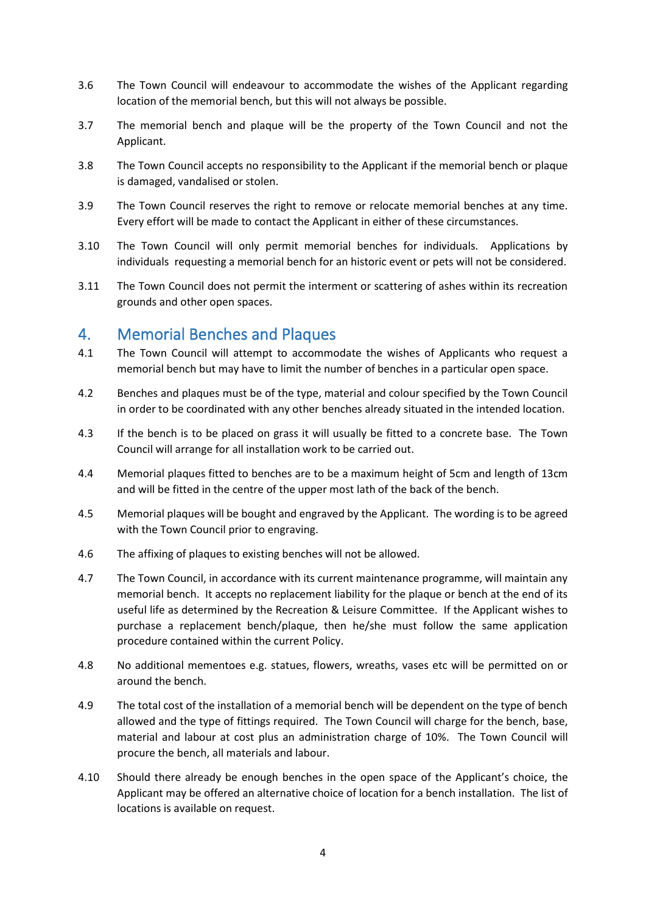3.6 The Town Council will endeavour to accommodate the wishes of the Applicant regarding location of the memorial bench, but this will not always be possible.

3.7 The memorial bench and plaque will be the property of the Town Council and not the Applicant.

3.8 The Town Council accepts no responsibility to the Applicant if the memorial bench or plaque is damaged, vandalised or stolen.

3.9 The Town Council reserves the right to remove or relocate memorial benches at any time. Every effort will be made to contact the Applicant in either of these circumstances.

3.10 The Town Council will only permit memorial benches for individuals. Applications by individuals requesting a memorial bench for an historic event or pets will not be considered.

3.11 The Town Council does not permit the interment or scattering of ashes within its recreation grounds and other open spaces.

## 4. Memorial Benches and Plaques

4.1 The Town Council will attempt to accommodate the wishes of Applicants who request a memorial bench but may have to limit the number of benches in a particular open space.

4.2 Benches and plaques must be of the type, material and colour specified by the Town Council in order to be coordinated with any other benches already situated in the intended location.

4.3 If the bench is to be placed on grass it will usually be fitted to a concrete base. The Town Council will arrange for all installation work to be carried out.

4.4 Memorial plaques fitted to benches are to be a maximum height of 5cm and length of 13cm and will be fitted in the centre of the upper most lath of the back of the bench.

4.5 Memorial plaques will be bought and engraved by the Applicant. The wording is to be agreed with the Town Council prior to engraving.

4.6 The affixing of plaques to existing benches will not be allowed.

4.7 The Town Council, in accordance with its current maintenance programme, will maintain any memorial bench. It accepts no replacement liability for the plaque or bench at the end of its useful life as determined by the Recreation & Leisure Committee. If the Applicant wishes to purchase a replacement bench/plaque, then he/she must follow the same application procedure contained within the current Policy.

4.8 No additional mementoes e.g. statues, flowers, wreaths, vases etc will be permitted on or around the bench.

4.9 The total cost of the installation of a memorial bench will be dependent on the type of bench allowed and the type of fittings required. The Town Council will charge for the bench, base, material and labour at cost plus an administration charge of 10%. The Town Council will procure the bench, all materials and labour.

4.10 Should there already be enough benches in the open space of the Applicant's choice, the Applicant may be offered an alternative choice of location for a bench installation. The list of locations is available on request.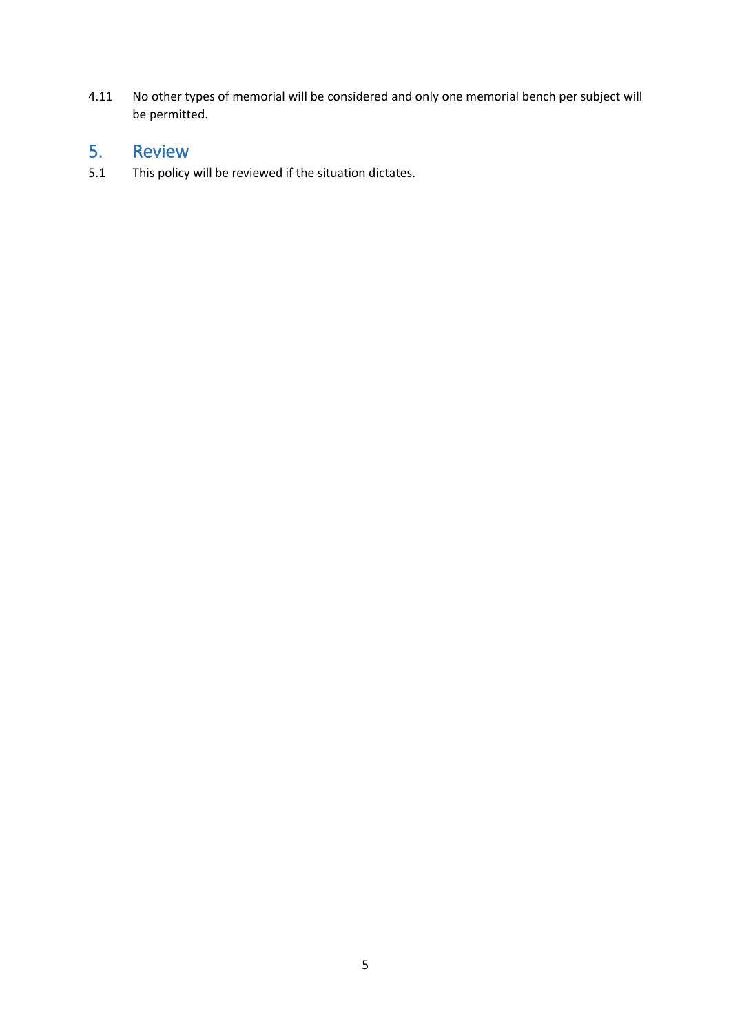4.11 No other types of memorial will be considered and only one memorial bench per subject will be permitted.

## 5. Review

5.1 This policy will be reviewed if the situation dictates.